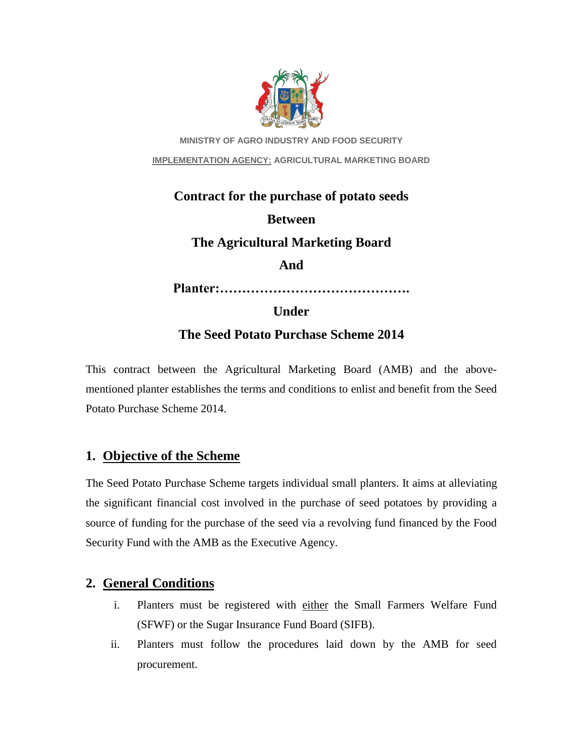MINISTRY OF AGRO INDUSTRY AND FOOD SECURITY

IMPLEMENTATION AGENCY: AGRICULTURAL MARKETING BOARD

**Contract for the purchase of potato seeds**

**Between**

**The Agricultural Marketing Board**

**And**

**Planter:…………………………………….**

**Under**

**The Seed Potato Purchase Scheme 2014**

This contract between the Agricultural Marketing Board (AMB) and the above-mentioned planter establishes the terms and conditions to enlist and benefit from the Seed Potato Purchase Scheme 2014.

## 1. Objective of the Scheme

The Seed Potato Purchase Scheme targets individual small planters. It aims at alleviating the significant financial cost involved in the purchase of seed potatoes by providing a source of funding for the purchase of the seed via a revolving fund financed by the Food Security Fund with the AMB as the Executive Agency.

## 2. General Conditions

i. Planters must be registered with either the Small Farmers Welfare Fund (SFWF) or the Sugar Insurance Fund Board (SIFB).

ii. Planters must follow the procedures laid down by the AMB for seed procurement.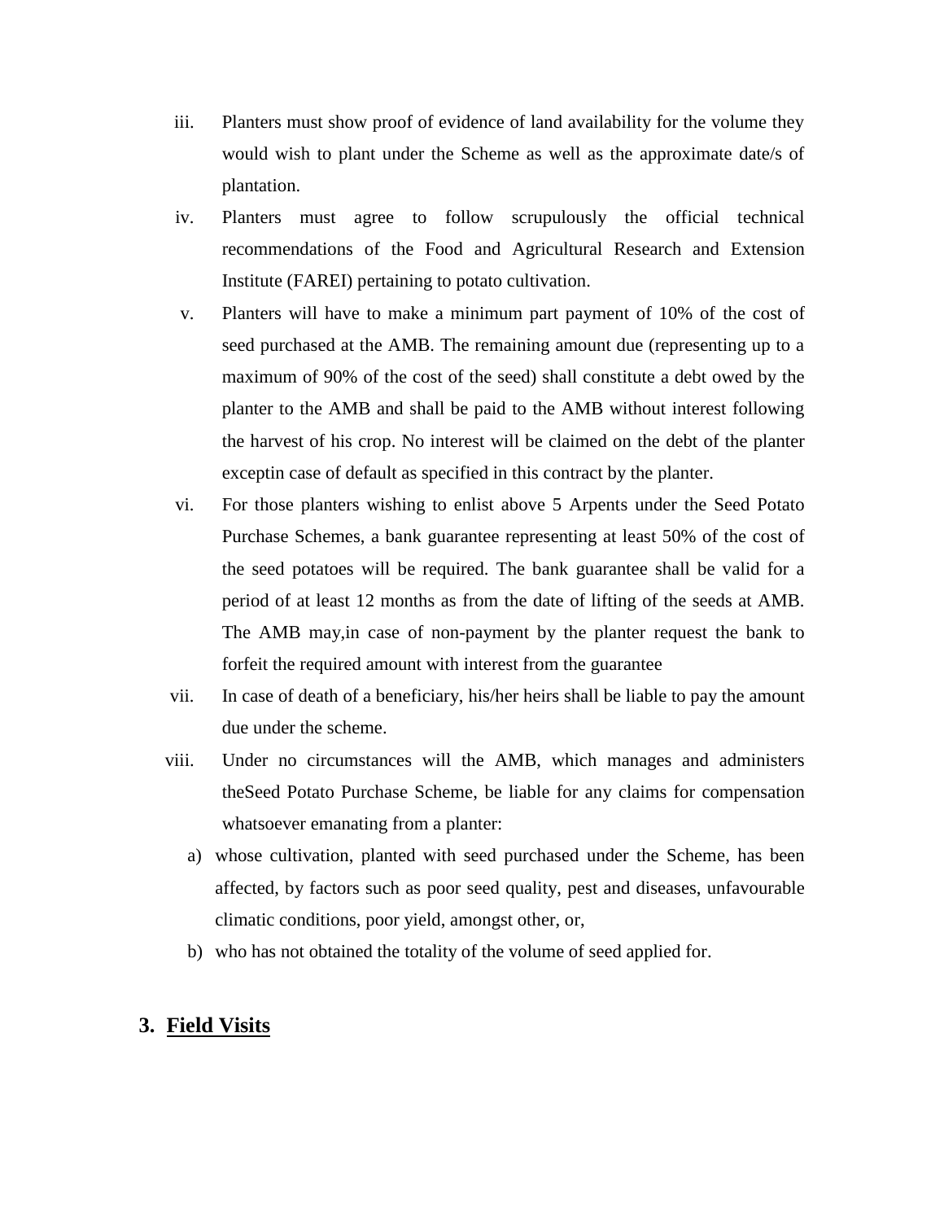iii. Planters must show proof of evidence of land availability for the volume they would wish to plant under the Scheme as well as the approximate date/s of plantation.

iv. Planters must agree to follow scrupulously the official technical recommendations of the Food and Agricultural Research and Extension Institute (FAREI) pertaining to potato cultivation.

v. Planters will have to make a minimum part payment of 10% of the cost of seed purchased at the AMB. The remaining amount due (representing up to a maximum of 90% of the cost of the seed) shall constitute a debt owed by the planter to the AMB and shall be paid to the AMB without interest following the harvest of his crop. No interest will be claimed on the debt of the planter exceptin case of default as specified in this contract by the planter.

vi. For those planters wishing to enlist above 5 Arpents under the Seed Potato Purchase Schemes, a bank guarantee representing at least 50% of the cost of the seed potatoes will be required. The bank guarantee shall be valid for a period of at least 12 months as from the date of lifting of the seeds at AMB. The AMB may,in case of non-payment by the planter request the bank to forfeit the required amount with interest from the guarantee

vii. In case of death of a beneficiary, his/her heirs shall be liable to pay the amount due under the scheme.

viii. Under no circumstances will the AMB, which manages and administers theSeed Potato Purchase Scheme, be liable for any claims for compensation whatsoever emanating from a planter:

a) whose cultivation, planted with seed purchased under the Scheme, has been affected, by factors such as poor seed quality, pest and diseases, unfavourable climatic conditions, poor yield, amongst other, or,

b) who has not obtained the totality of the volume of seed applied for.

## 3. <u>Field Visits</u>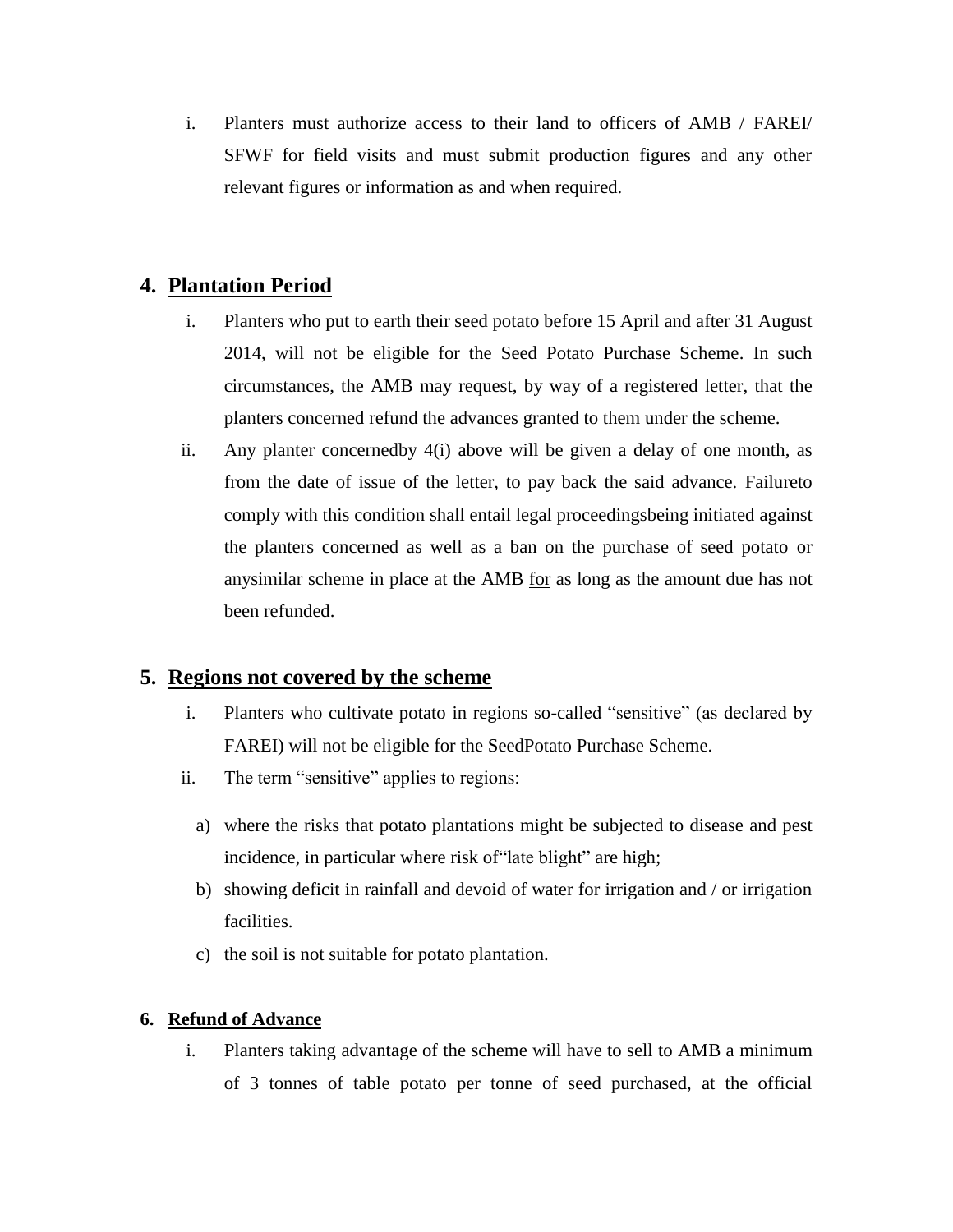i. Planters must authorize access to their land to officers of AMB / FAREI/ SFWF for field visits and must submit production figures and any other relevant figures or information as and when required.

## 4. Plantation Period

i. Planters who put to earth their seed potato before 15 April and after 31 August 2014, will not be eligible for the Seed Potato Purchase Scheme. In such circumstances, the AMB may request, by way of a registered letter, that the planters concerned refund the advances granted to them under the scheme.

ii. Any planter concernedby 4(i) above will be given a delay of one month, as from the date of issue of the letter, to pay back the said advance. Failureto comply with this condition shall entail legal proceedingsbeing initiated against the planters concerned as well as a ban on the purchase of seed potato or anysimilar scheme in place at the AMB for as long as the amount due has not been refunded.

## 5. Regions not covered by the scheme

i. Planters who cultivate potato in regions so-called "sensitive" (as declared by FAREI) will not be eligible for the SeedPotato Purchase Scheme.

ii. The term "sensitive" applies to regions:

a) where the risks that potato plantations might be subjected to disease and pest incidence, in particular where risk of"late blight" are high;

b) showing deficit in rainfall and devoid of water for irrigation and / or irrigation facilities.

c) the soil is not suitable for potato plantation.

### 6. Refund of Advance

i. Planters taking advantage of the scheme will have to sell to AMB a minimum of 3 tonnes of table potato per tonne of seed purchased, at the official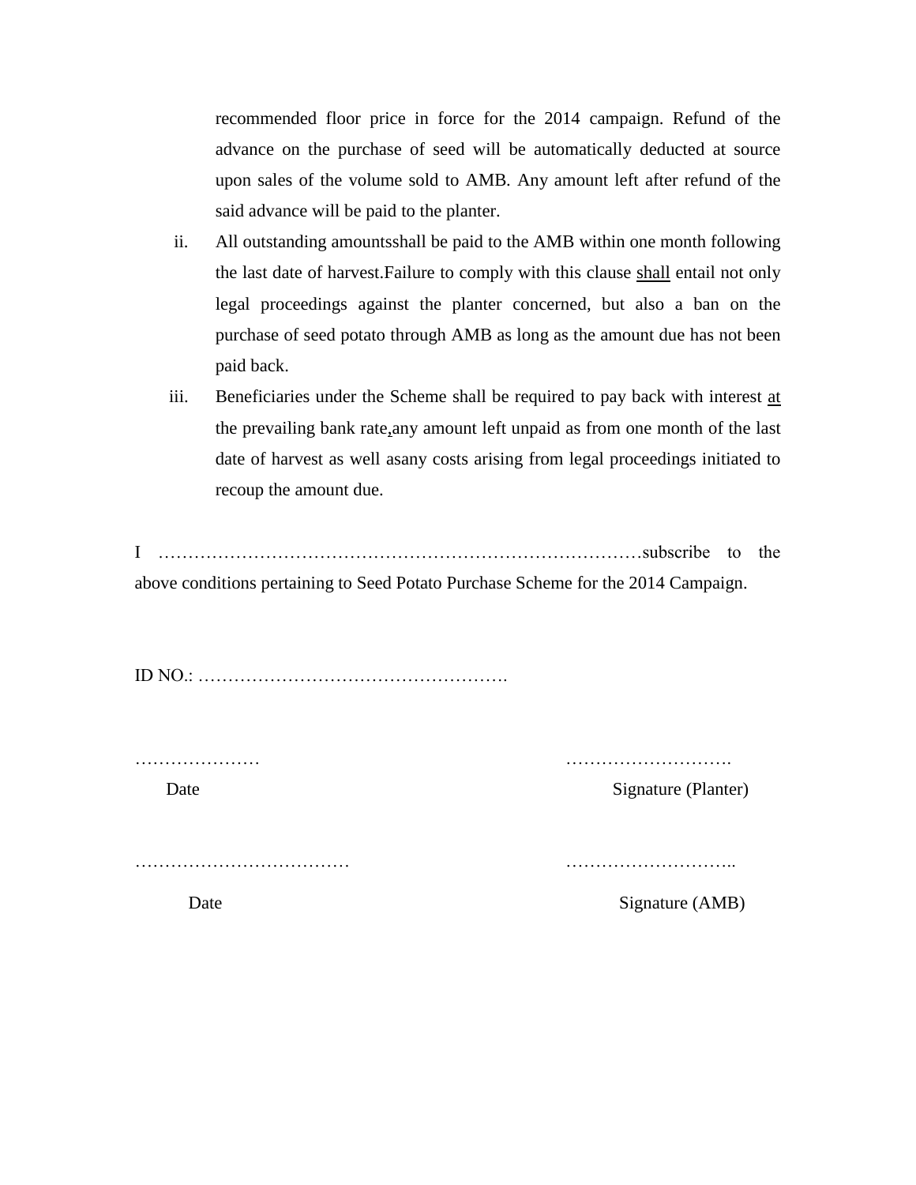recommended floor price in force for the 2014 campaign. Refund of the advance on the purchase of seed will be automatically deducted at source upon sales of the volume sold to AMB. Any amount left after refund of the said advance will be paid to the planter.

ii. All outstanding amountsshall be paid to the AMB within one month following the last date of harvest.Failure to comply with this clause shall entail not only legal proceedings against the planter concerned, but also a ban on the purchase of seed potato through AMB as long as the amount due has not been paid back.

iii. Beneficiaries under the Scheme shall be required to pay back with interest at the prevailing bank rate,any amount left unpaid as from one month of the last date of harvest as well asany costs arising from legal proceedings initiated to recoup the amount due.

I ………………………………………………………………………subscribe to the above conditions pertaining to Seed Potato Purchase Scheme for the 2014 Campaign.

ID NO.: …………………………………………….

…………………  ……………………….

Date  Signature (Planter)

………………………………  ………………………..

Date  Signature (AMB)